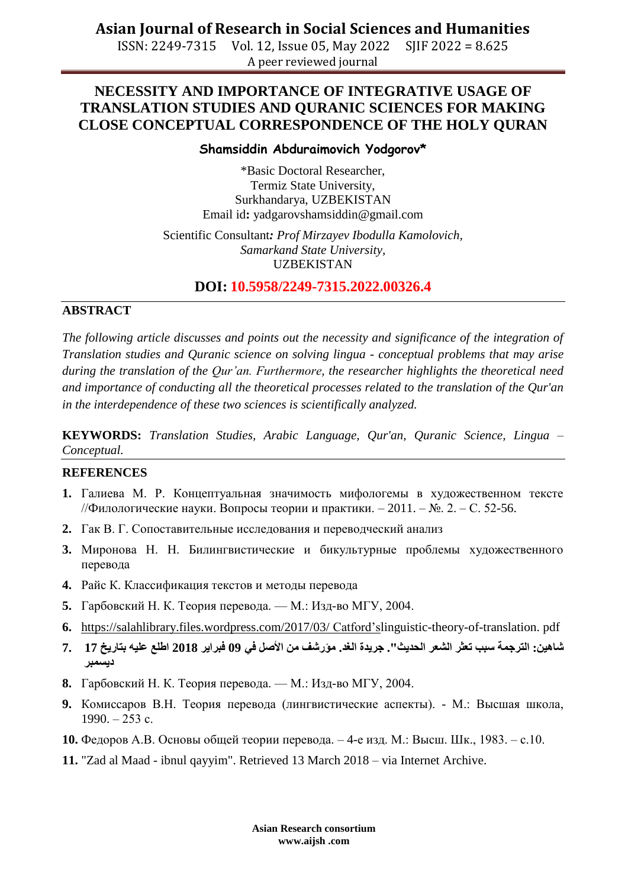# NECESSITY AND IMPORTANCE OF INTEGRATIVE USAGE OF TRANSLATION STUDIES AND QURANIC SCIENCES FOR MAKING CLOSE CONCEPTUAL CORRESPONDENCE OF THE HOLY QURAN

**Shamsiddin Abduraimovich Yodgorov***

*Basic Doctoral Researcher,
Termiz State University,
Surkhandarya, UZBEKISTAN
Email id**:** yadgarovshamsiddin@gmail.com

Scientific Consultant**:** *Prof Mirzayev Ibodulla Kamolovich,*
*Samarkand State University,*
UZBEKISTAN

**DOI: 10.5958/2249-7315.2022.00326.4**

## ABSTRACT

*The following article discusses and points out the necessity and significance of the integration of Translation studies and Quranic science on solving lingua - conceptual problems that may arise during the translation of the Qur'an. Furthermore, the researcher highlights the theoretical need and importance of conducting all the theoretical processes related to the translation of the Qur'an in the interdependence of these two sciences is scientifically analyzed.*

**KEYWORDS:** *Translation Studies, Arabic Language, Qur'an, Quranic Science, Lingua – Conceptual.*

## REFERENCES

1. Галиева М. Р. Концептуальная значимость мифологемы в художественном тексте //Филологические науки. Вопросы теории и практики. – 2011. – №. 2. – С. 52-56.
2. Гак В. Г. Сопоставительные исследования и переводческий анализ
3. Миронова Н. Н. Билингвистические и бикультурные проблемы художественного перевода
4. Райс К. Классификация текстов и методы перевода
5. Гарбовский Н. К. Теория перевода. — М.: Изд-во МГУ, 2004.
6. https://salahlibrary.files.wordpress.com/2017/03/ Catford'slinguistic-theory-of-translation. pdf
7. شاهين: الترجمة سبب تعثر الشعر الحديث". جريدة الغد. مؤرشف من الأصل في 09 فبراير 2018 اطلع عليه بتاريخ 17 ديسمبر
8. Гарбовский Н. К. Теория перевода. — М.: Изд-во МГУ, 2004.
9. Комиссаров В.Н. Теория перевода (лингвистические аспекты). - М.: Высшая школа, 1990. – 253 с.
10. Федоров А.В. Основы общей теории перевода. – 4-е изд. М.: Высш. Шк., 1983. – с.10.
11. "Zad al Maad - ibnul qayyim". Retrieved 13 March 2018 – via Internet Archive.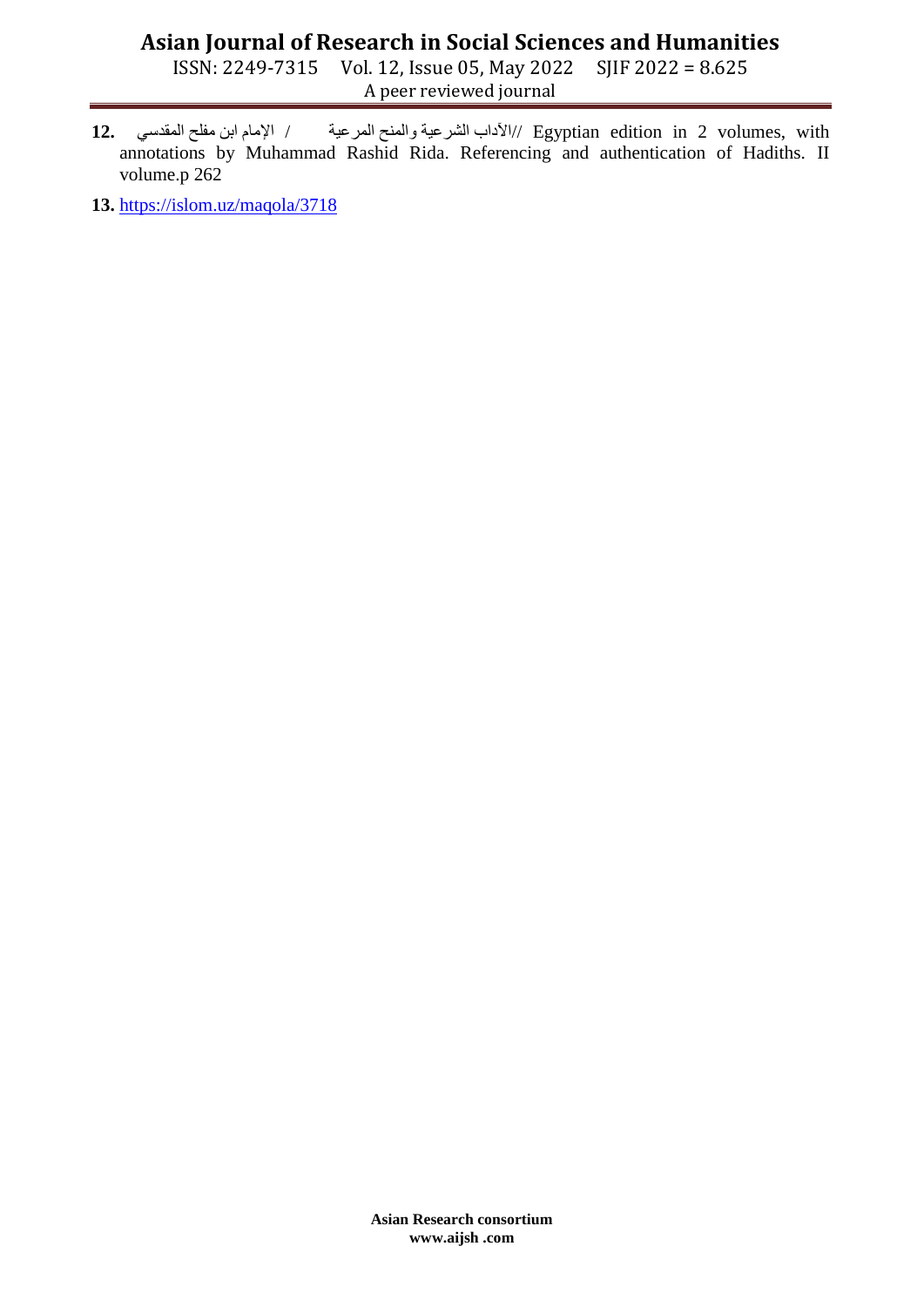12. الإمام ابن مفلح المقدسي / الآداب الشرعية والمنح المرعية// Egyptian edition in 2 volumes, with annotations by Muhammad Rashid Rida. Referencing and authentication of Hadiths. II volume.p 262

13. https://islom.uz/maqola/3718